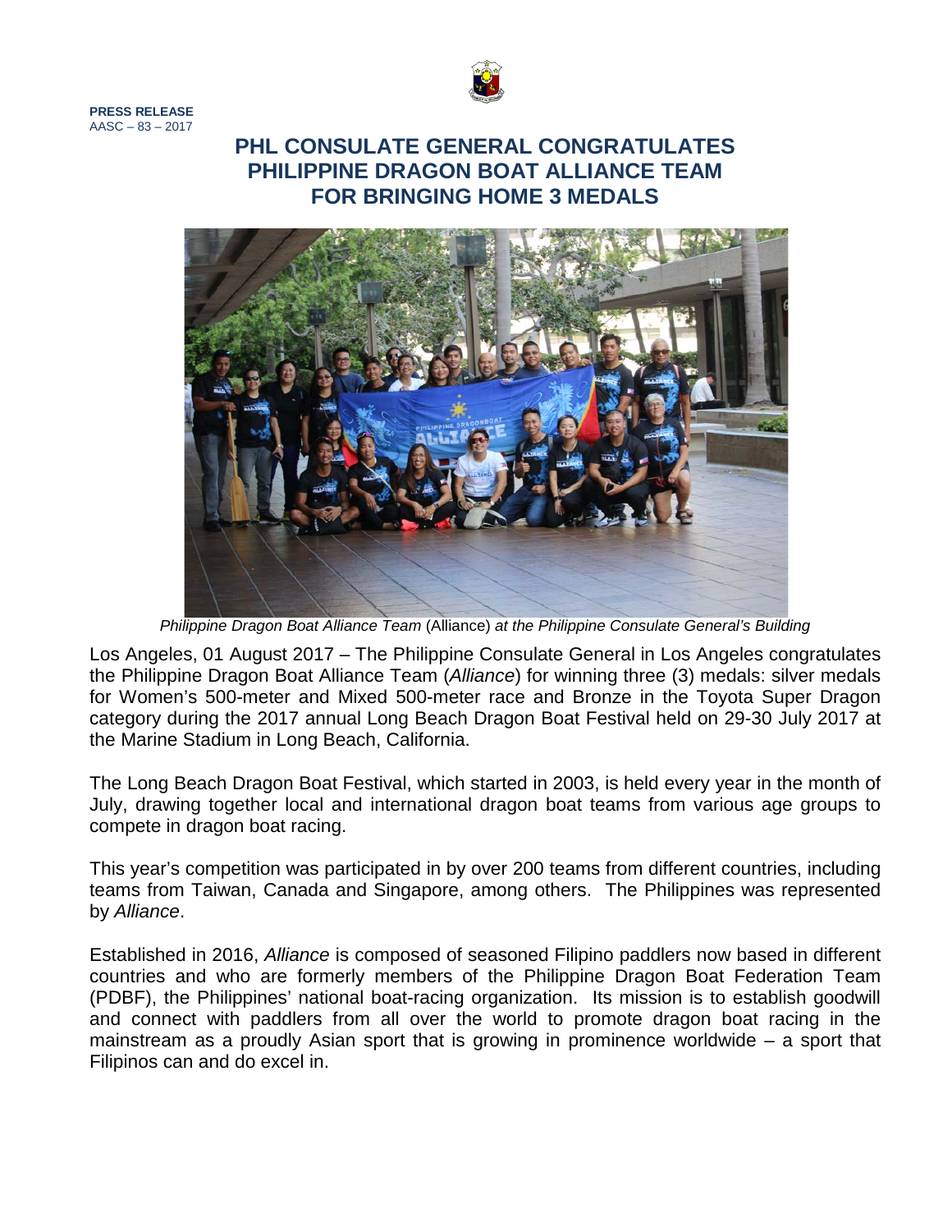**PRESS RELEASE**
AASC – 83 – 2017

# PHL CONSULATE GENERAL CONGRATULATES PHILIPPINE DRAGON BOAT ALLIANCE TEAM FOR BRINGING HOME 3 MEDALS

*Philippine Dragon Boat Alliance Team* (Alliance) *at the Philippine Consulate General's Building*

Los Angeles, 01 August 2017 – The Philippine Consulate General in Los Angeles congratulates the Philippine Dragon Boat Alliance Team (*Alliance*) for winning three (3) medals: silver medals for Women's 500-meter and Mixed 500-meter race and Bronze in the Toyota Super Dragon category during the 2017 annual Long Beach Dragon Boat Festival held on 29-30 July 2017 at the Marine Stadium in Long Beach, California.

The Long Beach Dragon Boat Festival, which started in 2003, is held every year in the month of July, drawing together local and international dragon boat teams from various age groups to compete in dragon boat racing.

This year's competition was participated in by over 200 teams from different countries, including teams from Taiwan, Canada and Singapore, among others. The Philippines was represented by *Alliance*.

Established in 2016, *Alliance* is composed of seasoned Filipino paddlers now based in different countries and who are formerly members of the Philippine Dragon Boat Federation Team (PDBF), the Philippines' national boat-racing organization. Its mission is to establish goodwill and connect with paddlers from all over the world to promote dragon boat racing in the mainstream as a proudly Asian sport that is growing in prominence worldwide – a sport that Filipinos can and do excel in.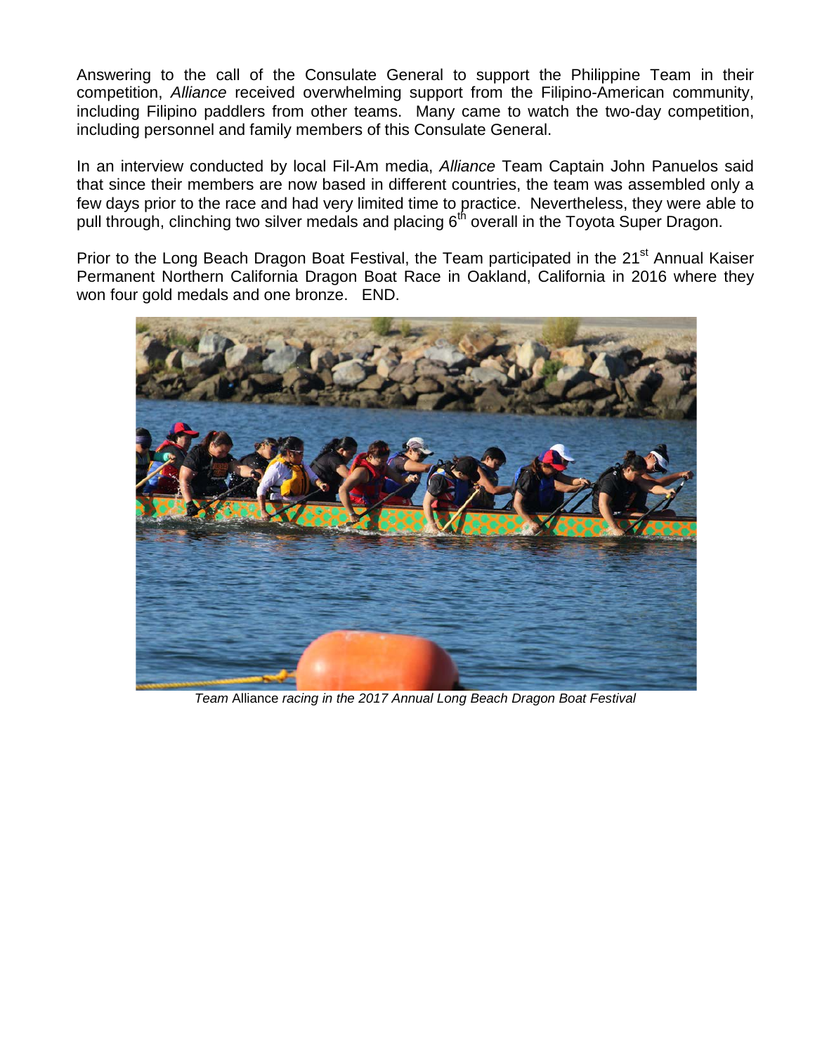Answering to the call of the Consulate General to support the Philippine Team in their competition, *Alliance* received overwhelming support from the Filipino-American community, including Filipino paddlers from other teams. Many came to watch the two-day competition, including personnel and family members of this Consulate General.

In an interview conducted by local Fil-Am media, *Alliance* Team Captain John Panuelos said that since their members are now based in different countries, the team was assembled only a few days prior to the race and had very limited time to practice. Nevertheless, they were able to pull through, clinching two silver medals and placing 6th overall in the Toyota Super Dragon.

Prior to the Long Beach Dragon Boat Festival, the Team participated in the 21st Annual Kaiser Permanent Northern California Dragon Boat Race in Oakland, California in 2016 where they won four gold medals and one bronze. END.

*Team* Alliance *racing in the 2017 Annual Long Beach Dragon Boat Festival*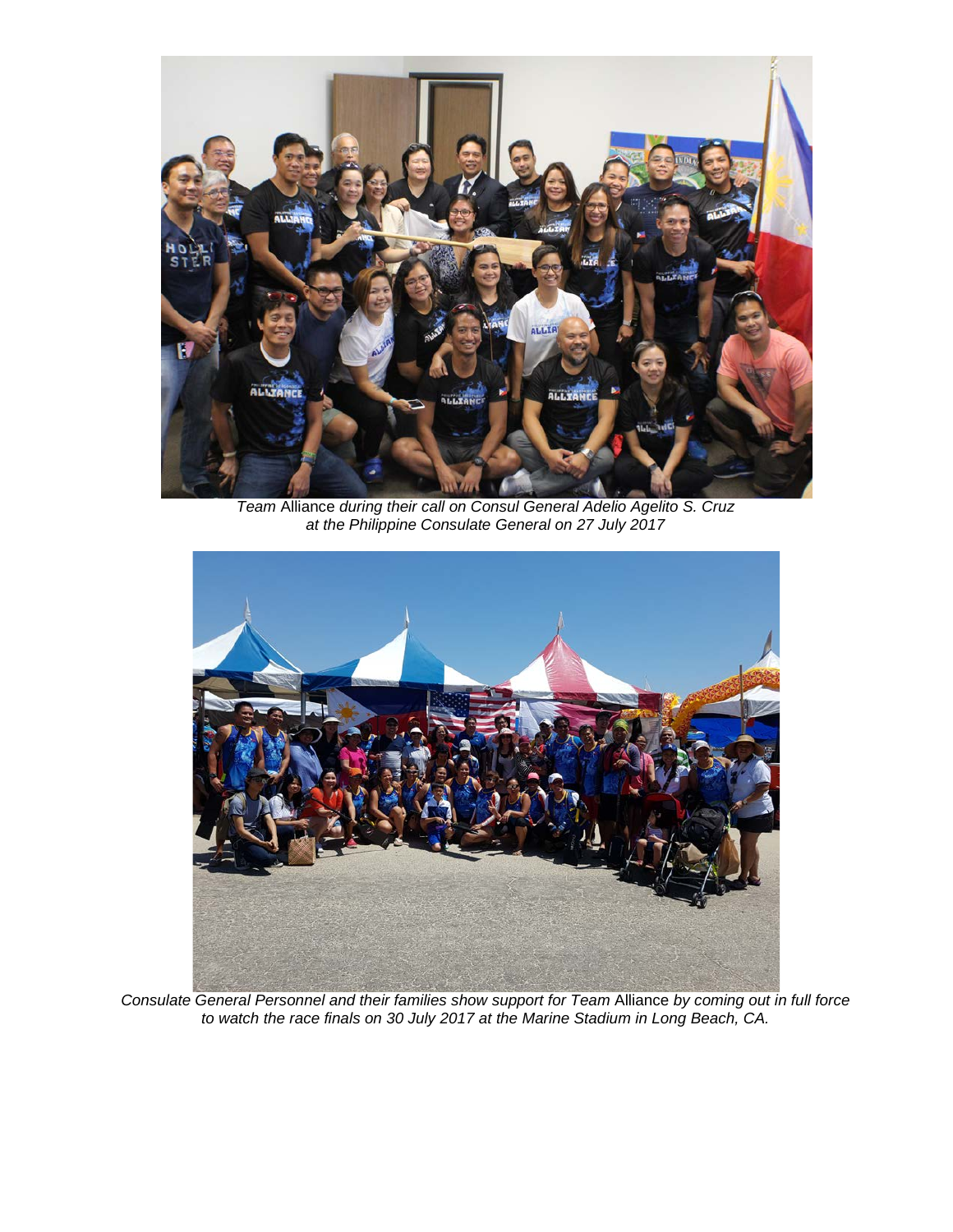*Team* Alliance *during their call on Consul General Adelio Agelito S. Cruz at the Philippine Consulate General on 27 July 2017*

*Consulate General Personnel and their families show support for Team* Alliance *by coming out in full force to watch the race finals on 30 July 2017 at the Marine Stadium in Long Beach, CA.*